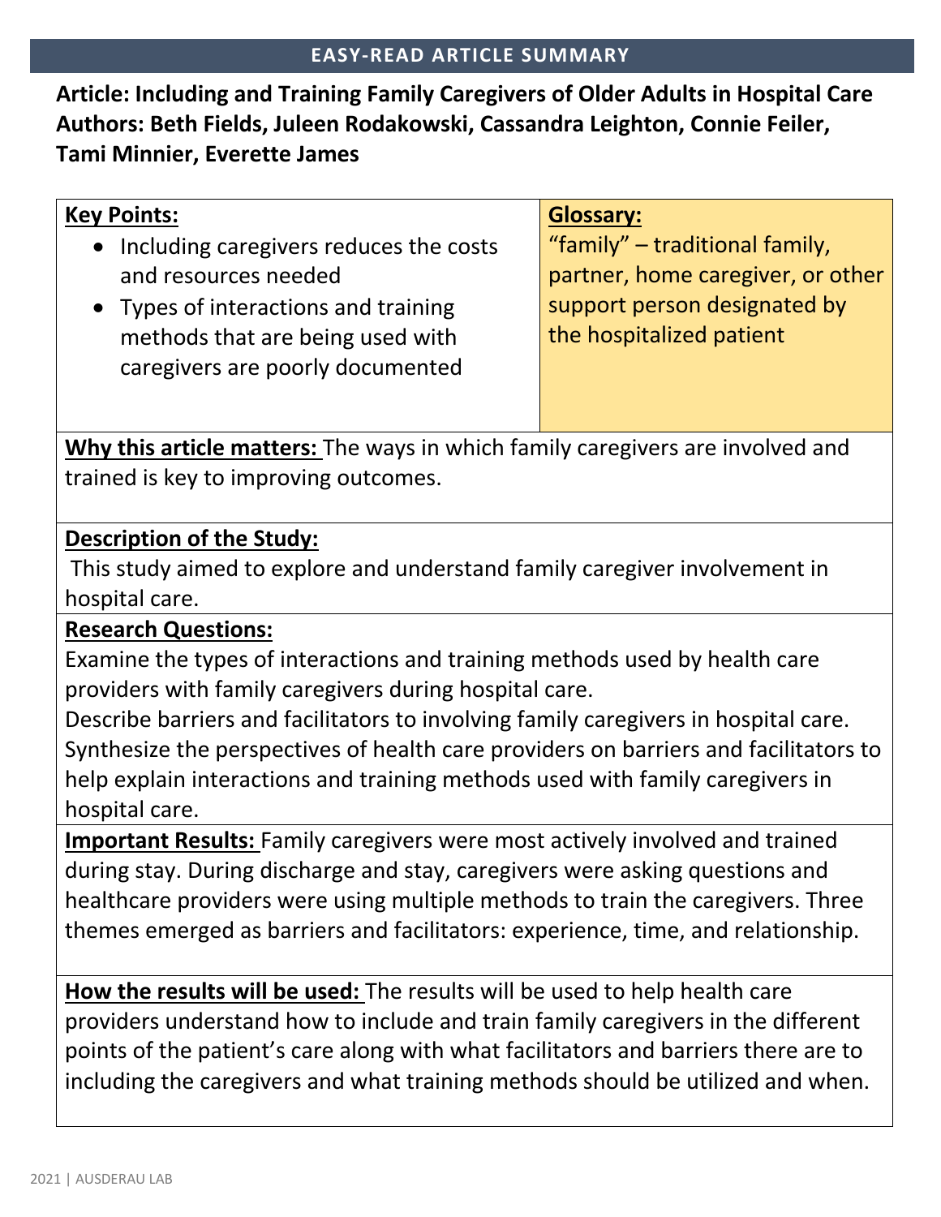# EASY-READ ARTICLE SUMMARY

**Article: Including and Training Family Caregivers of Older Adults in Hospital Care**
**Authors: Beth Fields, Juleen Rodakowski, Cassandra Leighton, Connie Feiler, Tami Minnier, Everette James**

**Key Points:**

- Including caregivers reduces the costs and resources needed
- Types of interactions and training methods that are being used with caregivers are poorly documented

**Glossary:**

"family" – traditional family, partner, home caregiver, or other support person designated by the hospitalized patient

**Why this article matters:** The ways in which family caregivers are involved and trained is key to improving outcomes.

**Description of the Study:**

This study aimed to explore and understand family caregiver involvement in hospital care.

**Research Questions:**

Examine the types of interactions and training methods used by health care providers with family caregivers during hospital care.

Describe barriers and facilitators to involving family caregivers in hospital care.

Synthesize the perspectives of health care providers on barriers and facilitators to help explain interactions and training methods used with family caregivers in hospital care.

**Important Results:** Family caregivers were most actively involved and trained during stay. During discharge and stay, caregivers were asking questions and healthcare providers were using multiple methods to train the caregivers. Three themes emerged as barriers and facilitators: experience, time, and relationship.

**How the results will be used:** The results will be used to help health care providers understand how to include and train family caregivers in the different points of the patient's care along with what facilitators and barriers there are to including the caregivers and what training methods should be utilized and when.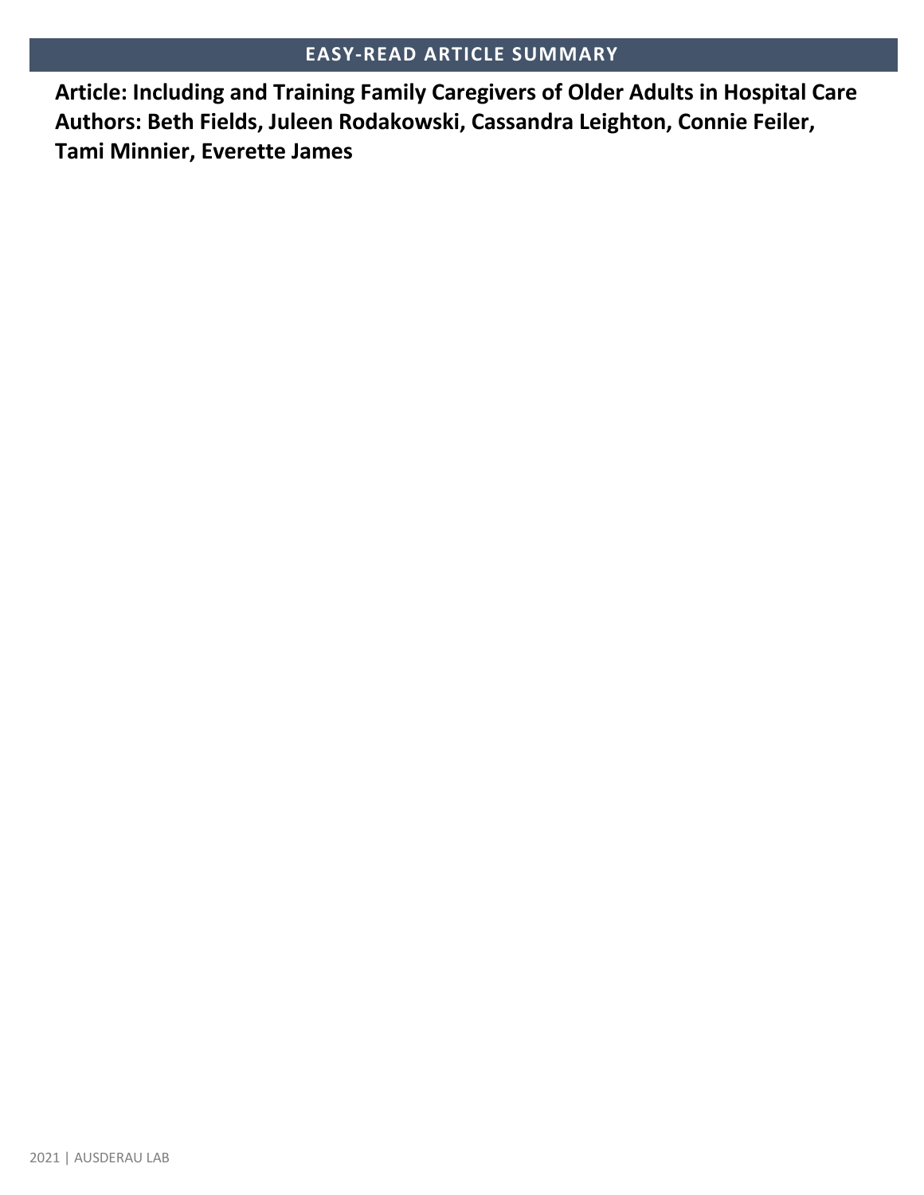## EASY-READ ARTICLE SUMMARY

**Article: Including and Training Family Caregivers of Older Adults in Hospital Care**
**Authors: Beth Fields, Juleen Rodakowski, Cassandra Leighton, Connie Feiler, Tami Minnier, Everette James**